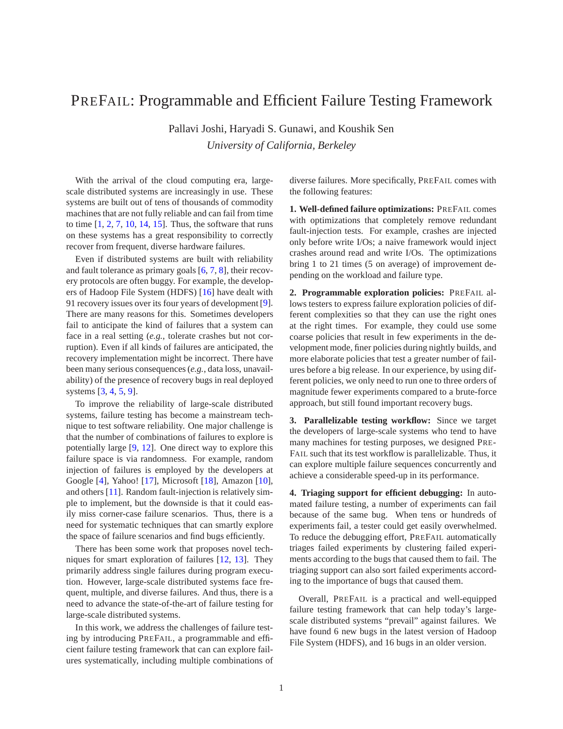# PreFail: Programmable and Efficient Failure Testing Framework

Pallavi Joshi, Haryadi S. Gunawi, and Koushik Sen

*University of California, Berkeley*

With the arrival of the cloud computing era, large-scale distributed systems are increasingly in use. These systems are built out of tens of thousands of commodity machines that are not fully reliable and can fail from time to time [1, 2, 7, 10, 14, 15]. Thus, the software that runs on these systems has a great responsibility to correctly recover from frequent, diverse hardware failures.

Even if distributed systems are built with reliability and fault tolerance as primary goals [6, 7, 8], their recovery protocols are often buggy. For example, the developers of Hadoop File System (HDFS) [16] have dealt with 91 recovery issues over its four years of development [9]. There are many reasons for this. Sometimes developers fail to anticipate the kind of failures that a system can face in a real setting (*e.g.*, tolerate crashes but not corruption). Even if all kinds of failures are anticipated, the recovery implementation might be incorrect. There have been many serious consequences (*e.g.*, data loss, unavailability) of the presence of recovery bugs in real deployed systems [3, 4, 5, 9].

To improve the reliability of large-scale distributed systems, failure testing has become a mainstream technique to test software reliability. One major challenge is that the number of combinations of failures to explore is potentially large [9, 12]. One direct way to explore this failure space is via randomness. For example, random injection of failures is employed by the developers at Google [4], Yahoo! [17], Microsoft [18], Amazon [10], and others [11]. Random fault-injection is relatively simple to implement, but the downside is that it could easily miss corner-case failure scenarios. Thus, there is a need for systematic techniques that can smartly explore the space of failure scenarios and find bugs efficiently.

There has been some work that proposes novel techniques for smart exploration of failures [12, 13]. They primarily address single failures during program execution. However, large-scale distributed systems face frequent, multiple, and diverse failures. And thus, there is a need to advance the state-of-the-art of failure testing for large-scale distributed systems.

In this work, we address the challenges of failure testing by introducing PreFail, a programmable and efficient failure testing framework that can can explore failures systematically, including multiple combinations of diverse failures. More specifically, PreFail comes with the following features:

**1. Well-defined failure optimizations:** PreFail comes with optimizations that completely remove redundant fault-injection tests. For example, crashes are injected only before write I/Os; a naive framework would inject crashes around read and write I/Os. The optimizations bring 1 to 21 times (5 on average) of improvement depending on the workload and failure type.

**2. Programmable exploration policies:** PreFail allows testers to express failure exploration policies of different complexities so that they can use the right ones at the right times. For example, they could use some coarse policies that result in few experiments in the development mode, finer policies during nightly builds, and more elaborate policies that test a greater number of failures before a big release. In our experience, by using different policies, we only need to run one to three orders of magnitude fewer experiments compared to a brute-force approach, but still found important recovery bugs.

**3. Parallelizable testing workflow:** Since we target the developers of large-scale systems who tend to have many machines for testing purposes, we designed PreFail such that its test workflow is parallelizable. Thus, it can explore multiple failure sequences concurrently and achieve a considerable speed-up in its performance.

**4. Triaging support for efficient debugging:** In automated failure testing, a number of experiments can fail because of the same bug. When tens or hundreds of experiments fail, a tester could get easily overwhelmed. To reduce the debugging effort, PreFail automatically triages failed experiments by clustering failed experiments according to the bugs that caused them to fail. The triaging support can also sort failed experiments according to the importance of bugs that caused them.

Overall, PreFail is a practical and well-equipped failure testing framework that can help today's large-scale distributed systems "prevail" against failures. We have found 6 new bugs in the latest version of Hadoop File System (HDFS), and 16 bugs in an older version.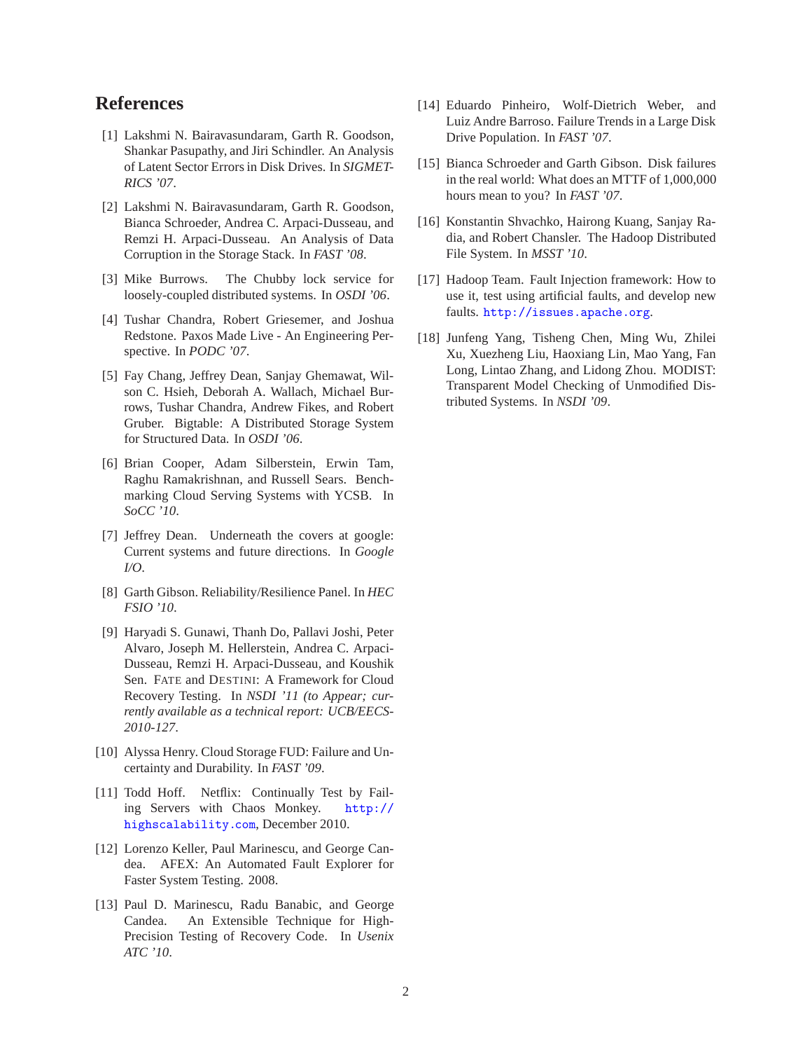## References

[1] Lakshmi N. Bairavasundaram, Garth R. Goodson, Shankar Pasupathy, and Jiri Schindler. An Analysis of Latent Sector Errors in Disk Drives. In *SIGMETRICS '07*.

[2] Lakshmi N. Bairavasundaram, Garth R. Goodson, Bianca Schroeder, Andrea C. Arpaci-Dusseau, and Remzi H. Arpaci-Dusseau. An Analysis of Data Corruption in the Storage Stack. In *FAST '08*.

[3] Mike Burrows. The Chubby lock service for loosely-coupled distributed systems. In *OSDI '06*.

[4] Tushar Chandra, Robert Griesemer, and Joshua Redstone. Paxos Made Live - An Engineering Perspective. In *PODC '07*.

[5] Fay Chang, Jeffrey Dean, Sanjay Ghemawat, Wilson C. Hsieh, Deborah A. Wallach, Michael Burrows, Tushar Chandra, Andrew Fikes, and Robert Gruber. Bigtable: A Distributed Storage System for Structured Data. In *OSDI '06*.

[6] Brian Cooper, Adam Silberstein, Erwin Tam, Raghu Ramakrishnan, and Russell Sears. Benchmarking Cloud Serving Systems with YCSB. In *SoCC '10*.

[7] Jeffrey Dean. Underneath the covers at google: Current systems and future directions. In *Google I/O*.

[8] Garth Gibson. Reliability/Resilience Panel. In *HEC FSIO '10*.

[9] Haryadi S. Gunawi, Thanh Do, Pallavi Joshi, Peter Alvaro, Joseph M. Hellerstein, Andrea C. Arpaci-Dusseau, Remzi H. Arpaci-Dusseau, and Koushik Sen. FATE and DESTINI: A Framework for Cloud Recovery Testing. In *NSDI '11 (to Appear; currently available as a technical report: UCB/EECS-2010-127*.

[10] Alyssa Henry. Cloud Storage FUD: Failure and Uncertainty and Durability. In *FAST '09*.

[11] Todd Hoff. Netflix: Continually Test by Failing Servers with Chaos Monkey. http://highscalability.com, December 2010.

[12] Lorenzo Keller, Paul Marinescu, and George Candea. AFEX: An Automated Fault Explorer for Faster System Testing. 2008.

[13] Paul D. Marinescu, Radu Banabic, and George Candea. An Extensible Technique for High-Precision Testing of Recovery Code. In *Usenix ATC '10*.

[14] Eduardo Pinheiro, Wolf-Dietrich Weber, and Luiz Andre Barroso. Failure Trends in a Large Disk Drive Population. In *FAST '07*.

[15] Bianca Schroeder and Garth Gibson. Disk failures in the real world: What does an MTTF of 1,000,000 hours mean to you? In *FAST '07*.

[16] Konstantin Shvachko, Hairong Kuang, Sanjay Radia, and Robert Chansler. The Hadoop Distributed File System. In *MSST '10*.

[17] Hadoop Team. Fault Injection framework: How to use it, test using artificial faults, and develop new faults. http://issues.apache.org.

[18] Junfeng Yang, Tisheng Chen, Ming Wu, Zhilei Xu, Xuezheng Liu, Haoxiang Lin, Mao Yang, Fan Long, Lintao Zhang, and Lidong Zhou. MODIST: Transparent Model Checking of Unmodified Distributed Systems. In *NSDI '09*.